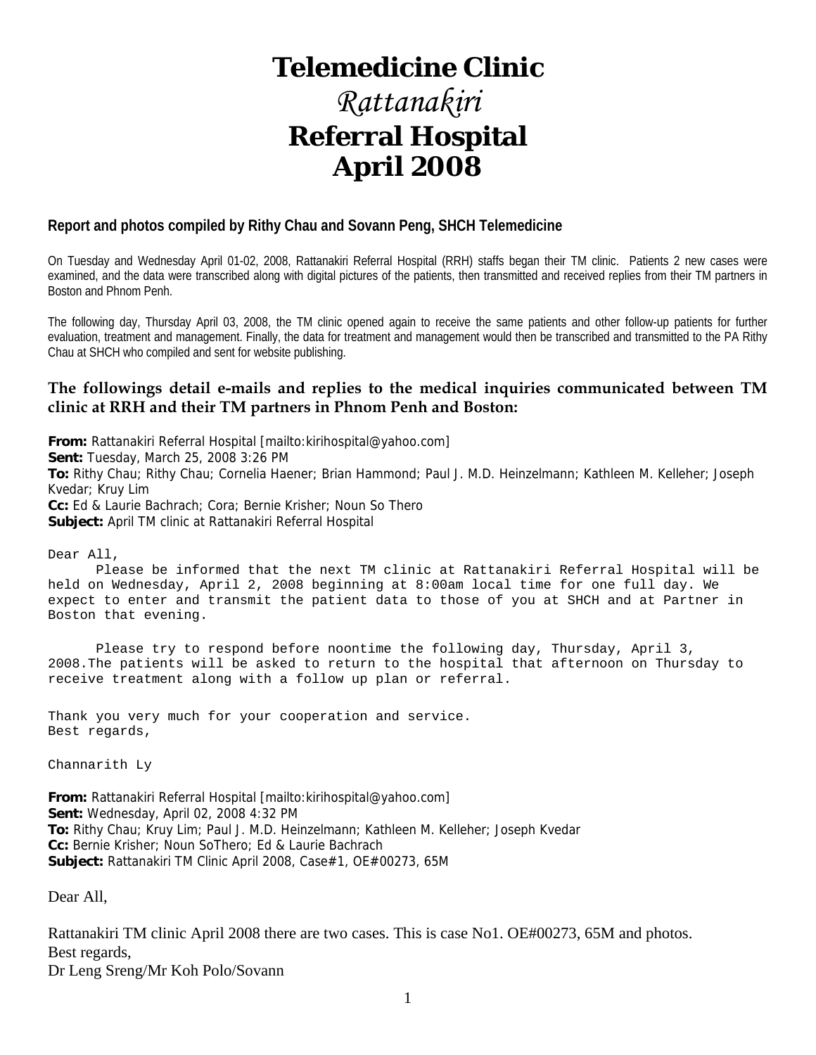# Telemedicine Clinic

## *Rattanakiri*

## Referral Hospital
## April 2008

**Report and photos compiled by Rithy Chau and Sovann Peng, SHCH Telemedicine**

On Tuesday and Wednesday April 01-02, 2008, Rattanakiri Referral Hospital (RRH) staffs began their TM clinic. Patients 2 new cases were examined, and the data were transcribed along with digital pictures of the patients, then transmitted and received replies from their TM partners in Boston and Phnom Penh.

The following day, Thursday April 03, 2008, the TM clinic opened again to receive the same patients and other follow-up patients for further evaluation, treatment and management. Finally, the data for treatment and management would then be transcribed and transmitted to the PA Rithy Chau at SHCH who compiled and sent for website publishing.

### The followings detail e-mails and replies to the medical inquiries communicated between TM clinic at RRH and their TM partners in Phnom Penh and Boston:

**From:** Rattanakiri Referral Hospital [mailto:kirihospital@yahoo.com]
**Sent:** Tuesday, March 25, 2008 3:26 PM
**To:** Rithy Chau; Rithy Chau; Cornelia Haener; Brian Hammond; Paul J. M.D. Heinzelmann; Kathleen M. Kelleher; Joseph Kvedar; Kruy Lim
**Cc:** Ed & Laurie Bachrach; Cora; Bernie Krisher; Noun So Thero
**Subject:** April TM clinic at Rattanakiri Referral Hospital

Dear All,

Please be informed that the next TM clinic at Rattanakiri Referral Hospital will be held on Wednesday, April 2, 2008 beginning at 8:00am local time for one full day. We expect to enter and transmit the patient data to those of you at SHCH and at Partner in Boston that evening.

Please try to respond before noontime the following day, Thursday, April 3, 2008.The patients will be asked to return to the hospital that afternoon on Thursday to receive treatment along with a follow up plan or referral.

Thank you very much for your cooperation and service.
Best regards,

Channarith Ly

**From:** Rattanakiri Referral Hospital [mailto:kirihospital@yahoo.com]
**Sent:** Wednesday, April 02, 2008 4:32 PM
**To:** Rithy Chau; Kruy Lim; Paul J. M.D. Heinzelmann; Kathleen M. Kelleher; Joseph Kvedar
**Cc:** Bernie Krisher; Noun SoThero; Ed & Laurie Bachrach
**Subject:** Rattanakiri TM Clinic April 2008, Case#1, OE#00273, 65M

Dear All,

Rattanakiri TM clinic April 2008 there are two cases. This is case No1. OE#00273, 65M and photos.
Best regards,
Dr Leng Sreng/Mr Koh Polo/Sovann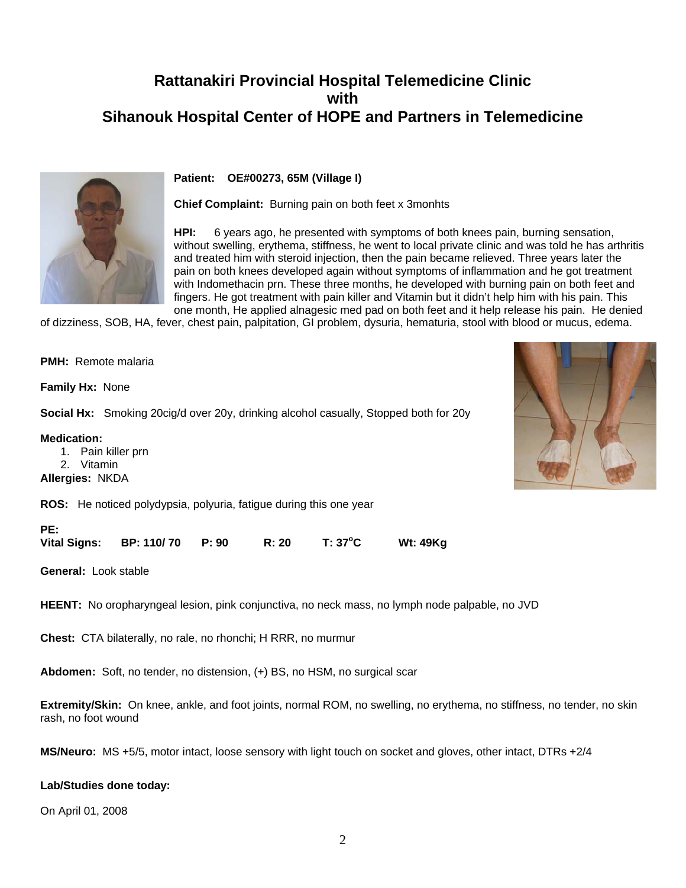# Rattanakiri Provincial Hospital Telemedicine Clinic with Sihanouk Hospital Center of HOPE and Partners in Telemedicine

**Patient:** **OE#00273, 65M (Village I)**

**Chief Complaint:** Burning pain on both feet x 3monhts

**HPI:** 6 years ago, he presented with symptoms of both knees pain, burning sensation, without swelling, erythema, stiffness, he went to local private clinic and was told he has arthritis and treated him with steroid injection, then the pain became relieved. Three years later the pain on both knees developed again without symptoms of inflammation and he got treatment with Indomethacin prn. These three months, he developed with burning pain on both feet and fingers. He got treatment with pain killer and Vitamin but it didn't help him with his pain. This one month, He applied alnagesic med pad on both feet and it help release his pain. He denied of dizziness, SOB, HA, fever, chest pain, palpitation, GI problem, dysuria, hematuria, stool with blood or mucus, edema.

**PMH:** Remote malaria

**Family Hx:** None

**Social Hx:** Smoking 20cig/d over 20y, drinking alcohol casually, Stopped both for 20y

**Medication:**
1. Pain killer prn
2. Vitamin

**Allergies:** NKDA

**ROS:** He noticed polydypsia, polyuria, fatigue during this one year

**PE:**
**Vital Signs:** **BP: 110/ 70** **P: 90** **R: 20** **T: 37°C** **Wt: 49Kg**

**General:** Look stable

**HEENT:** No oropharyngeal lesion, pink conjunctiva, no neck mass, no lymph node palpable, no JVD

**Chest:** CTA bilaterally, no rale, no rhonchi; H RRR, no murmur

**Abdomen:** Soft, no tender, no distension, (+) BS, no HSM, no surgical scar

**Extremity/Skin:** On knee, ankle, and foot joints, normal ROM, no swelling, no erythema, no stiffness, no tender, no skin rash, no foot wound

**MS/Neuro:** MS +5/5, motor intact, loose sensory with light touch on socket and gloves, other intact, DTRs +2/4

**Lab/Studies done today:**

On April 01, 2008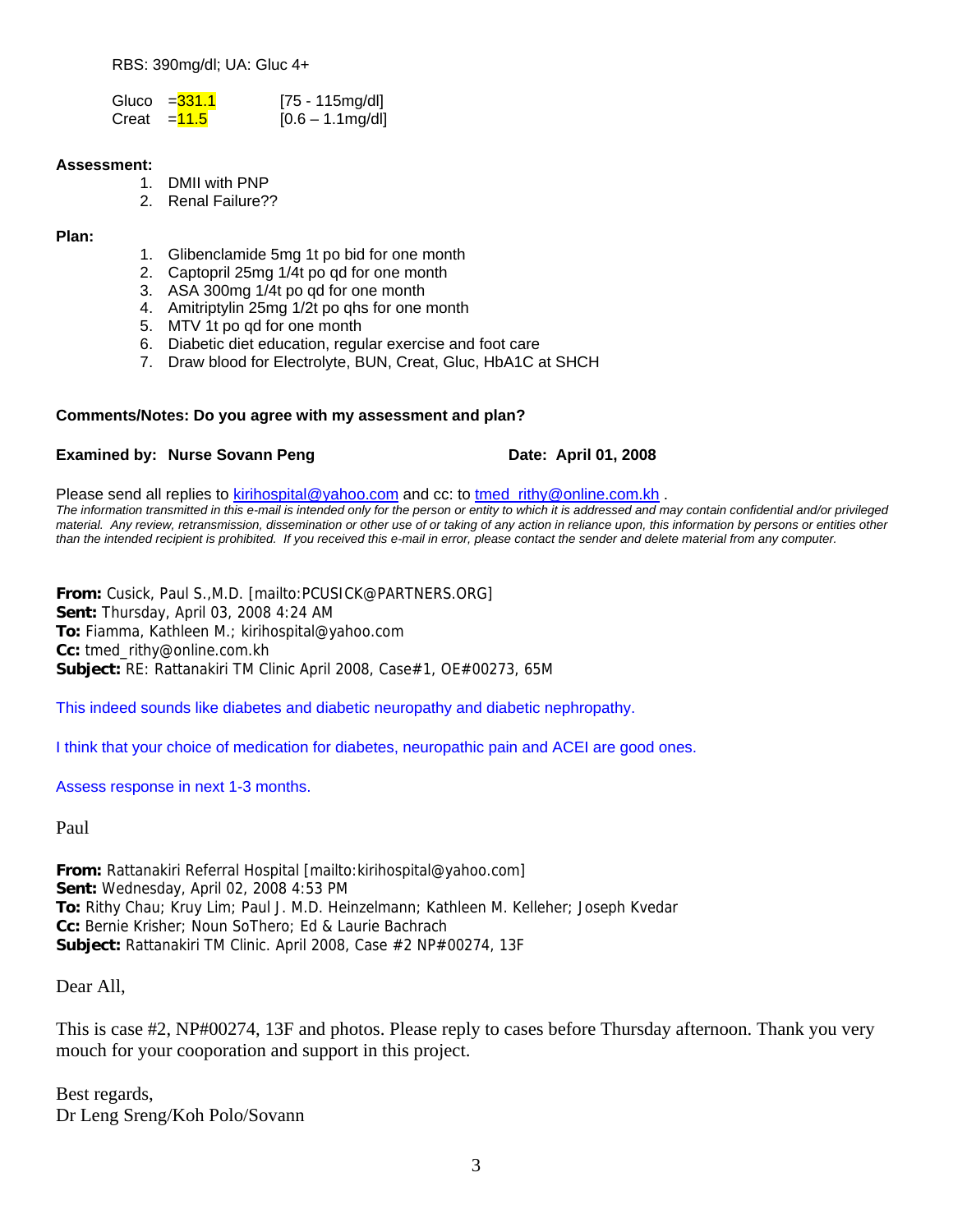RBS: 390mg/dl; UA: Gluc 4+

| | | |
|---|---|---|
| Gluco | =331.1 | [75 - 115mg/dl] |
| Creat | =11.5 | [0.6 – 1.1mg/dl] |

**Assessment:**

1. DMII with PNP
2. Renal Failure??

**Plan:**

1. Glibenclamide 5mg 1t po bid for one month
2. Captopril 25mg 1/4t po qd for one month
3. ASA 300mg 1/4t po qd for one month
4. Amitriptylin 25mg 1/2t po qhs for one month
5. MTV 1t po qd for one month
6. Diabetic diet education, regular exercise and foot care
7. Draw blood for Electrolyte, BUN, Creat, Gluc, HbA1C at SHCH

**Comments/Notes: Do you agree with my assessment and plan?**

**Examined by: Nurse Sovann Peng** **Date: April 01, 2008**

Please send all replies to kirihospital@yahoo.com and cc: to tmed_rithy@online.com.kh .

*The information transmitted in this e-mail is intended only for the person or entity to which it is addressed and may contain confidential and/or privileged material. Any review, retransmission, dissemination or other use of or taking of any action in reliance upon, this information by persons or entities other than the intended recipient is prohibited. If you received this e-mail in error, please contact the sender and delete material from any computer.*

**From:** Cusick, Paul S.,M.D. [mailto:PCUSICK@PARTNERS.ORG]
**Sent:** Thursday, April 03, 2008 4:24 AM
**To:** Fiamma, Kathleen M.; kirihospital@yahoo.com
**Cc:** tmed_rithy@online.com.kh
**Subject:** RE: Rattanakiri TM Clinic April 2008, Case#1, OE#00273, 65M

This indeed sounds like diabetes and diabetic neuropathy and diabetic nephropathy.

I think that your choice of medication for diabetes, neuropathic pain and ACEI are good ones.

Assess response in next 1-3 months.

Paul

**From:** Rattanakiri Referral Hospital [mailto:kirihospital@yahoo.com]
**Sent:** Wednesday, April 02, 2008 4:53 PM
**To:** Rithy Chau; Kruy Lim; Paul J. M.D. Heinzelmann; Kathleen M. Kelleher; Joseph Kvedar
**Cc:** Bernie Krisher; Noun SoThero; Ed & Laurie Bachrach
**Subject:** Rattanakiri TM Clinic. April 2008, Case #2 NP#00274, 13F

Dear All,

This is case #2, NP#00274, 13F and photos. Please reply to cases before Thursday afternoon. Thank you very mouch for your cooporation and support in this project.

Best regards,
Dr Leng Sreng/Koh Polo/Sovann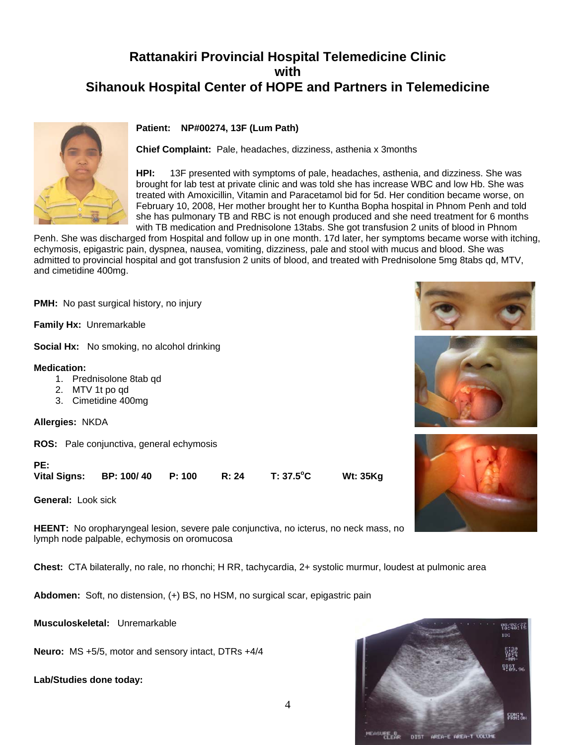# Rattanakiri Provincial Hospital Telemedicine Clinic with Sihanouk Hospital Center of HOPE and Partners in Telemedicine

**Patient:** NP#00274, 13F (Lum Path)

**Chief Complaint:** Pale, headaches, dizziness, asthenia x 3months

**HPI:** 13F presented with symptoms of pale, headaches, asthenia, and dizziness. She was brought for lab test at private clinic and was told she has increase WBC and low Hb. She was treated with Amoxicillin, Vitamin and Paracetamol bid for 5d. Her condition became worse, on February 10, 2008, Her mother brought her to Kuntha Bopha hospital in Phnom Penh and told she has pulmonary TB and RBC is not enough produced and she need treatment for 6 months with TB medication and Prednisolone 13tabs. She got transfusion 2 units of blood in Phnom Penh. She was discharged from Hospital and follow up in one month. 17d later, her symptoms became worse with itching, echymosis, epigastric pain, dyspnea, nausea, vomiting, dizziness, pale and stool with mucus and blood. She was admitted to provincial hospital and got transfusion 2 units of blood, and treated with Prednisolone 5mg 8tabs qd, MTV, and cimetidine 400mg.

**PMH:** No past surgical history, no injury

**Family Hx:** Unremarkable

**Social Hx:** No smoking, no alcohol drinking

**Medication:**

1. Prednisolone 8tab qd
2. MTV 1t po qd
3. Cimetidine 400mg

**Allergies:** NKDA

**ROS:** Pale conjunctiva, general echymosis

**PE:**

**Vital Signs:** **BP: 100/ 40** **P: 100** **R: 24** **T: 37.5°C** **Wt: 35Kg**

**General:** Look sick

**HEENT:** No oropharyngeal lesion, severe pale conjunctiva, no icterus, no neck mass, no lymph node palpable, echymosis on oromucosa

**Chest:** CTA bilaterally, no rale, no rhonchi; H RR, tachycardia, 2+ systolic murmur, loudest at pulmonic area

**Abdomen:** Soft, no distension, (+) BS, no HSM, no surgical scar, epigastric pain

**Musculoskeletal:** Unremarkable

**Neuro:** MS +5/5, motor and sensory intact, DTRs +4/4

**Lab/Studies done today:**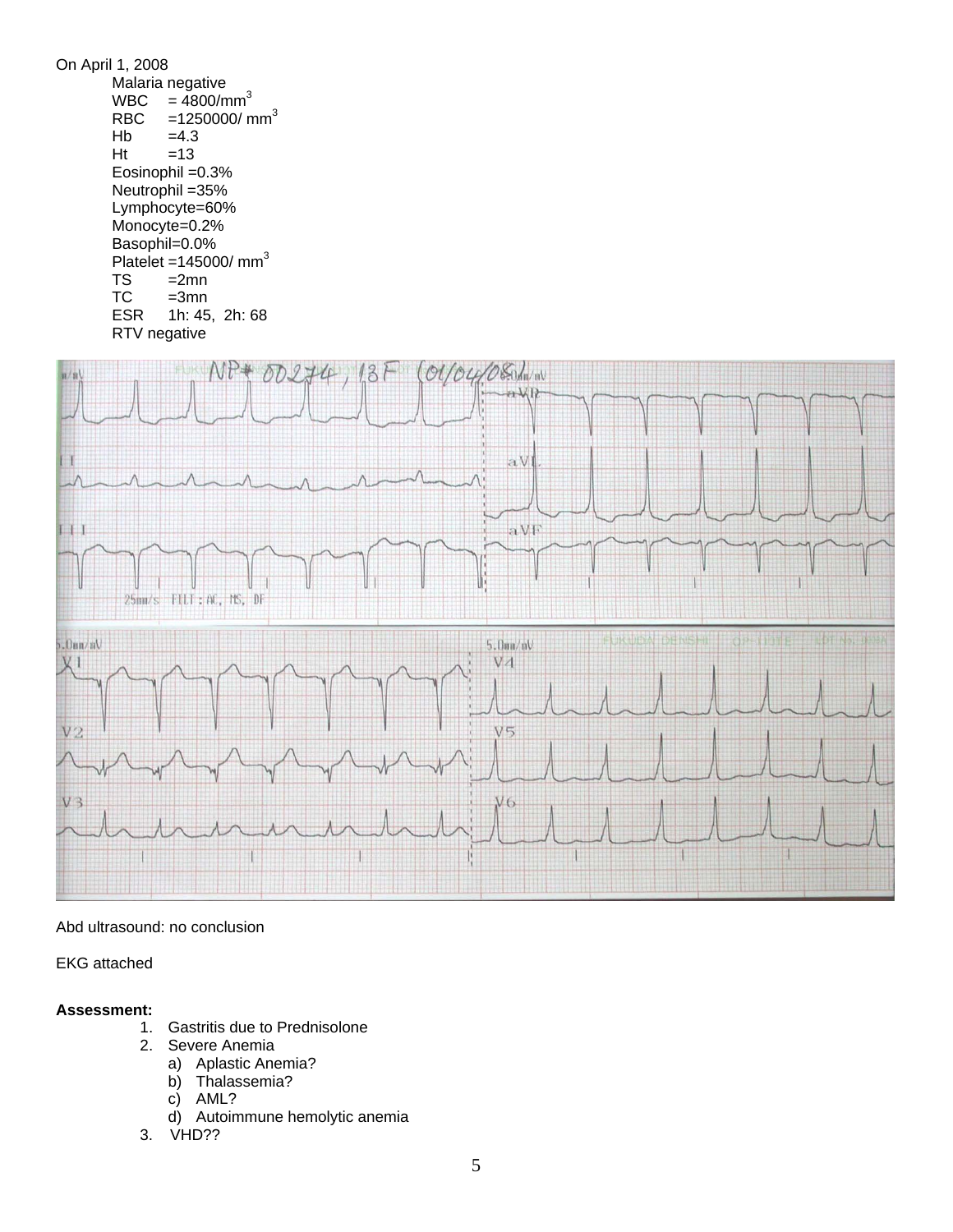On April 1, 2008

Malaria negative
WBC = 4800/$mm^3$
RBC =1250000/ $mm^3$
Hb =4.3
Ht =13
Eosinophil =0.3%
Neutrophil =35%
Lymphocyte=60%
Monocyte=0.2%
Basophil=0.0%
Platelet =145000/ $mm^3$
TS =2mn
TC =3mn
ESR 1h: 45, 2h: 68
RTV negative

Abd ultrasound: no conclusion

EKG attached

**Assessment:**

1. Gastritis due to Prednisolone
2. Severe Anemia
   a) Aplastic Anemia?
   b) Thalassemia?
   c) AML?
   d) Autoimmune hemolytic anemia
3. VHD??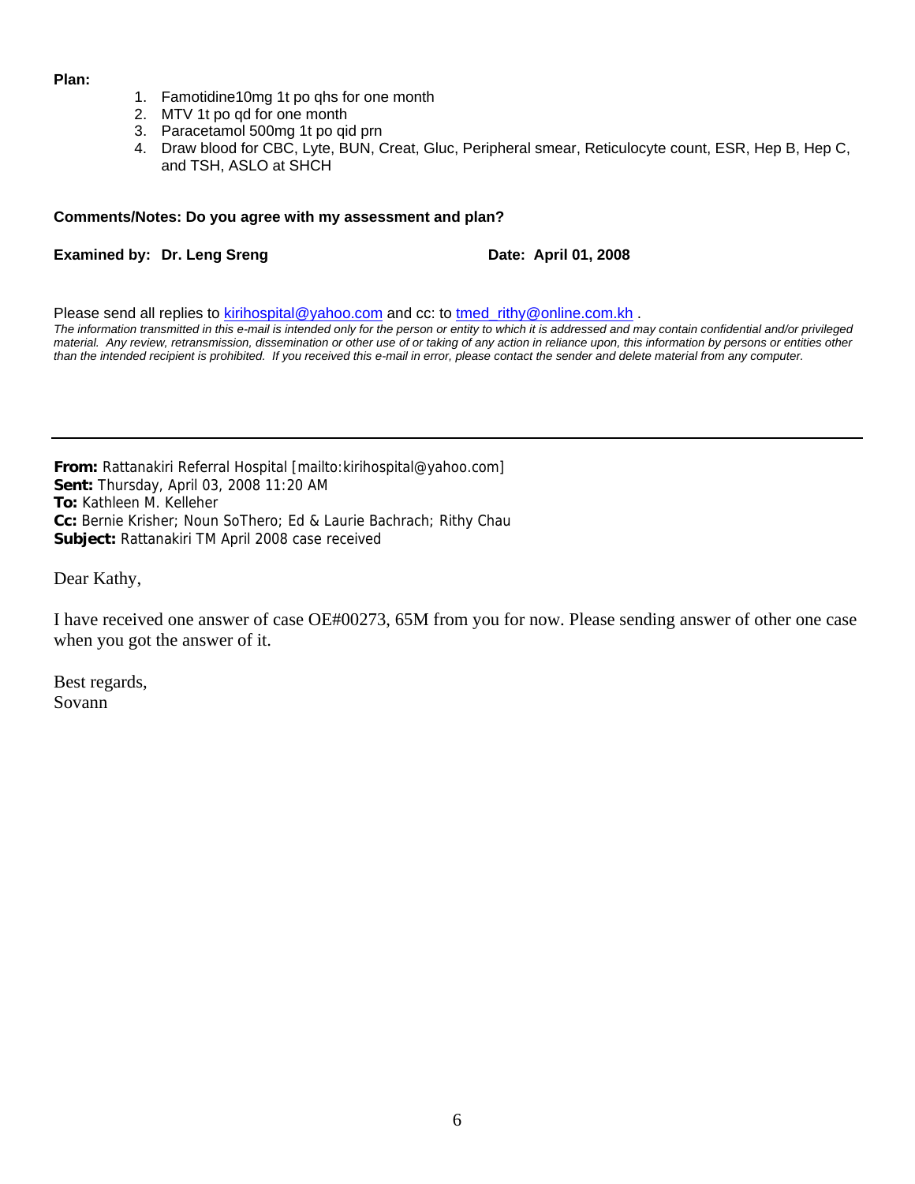**Plan:**

1. Famotidine10mg 1t po qhs for one month
2. MTV 1t po qd for one month
3. Paracetamol 500mg 1t po qid prn
4. Draw blood for CBC, Lyte, BUN, Creat, Gluc, Peripheral smear, Reticulocyte count, ESR, Hep B, Hep C, and TSH, ASLO at SHCH

**Comments/Notes: Do you agree with my assessment and plan?**

**Examined by: Dr. Leng Sreng** **Date: April 01, 2008**

Please send all replies to kirihospital@yahoo.com and cc: to tmed_rithy@online.com.kh .

*The information transmitted in this e-mail is intended only for the person or entity to which it is addressed and may contain confidential and/or privileged material. Any review, retransmission, dissemination or other use of or taking of any action in reliance upon, this information by persons or entities other than the intended recipient is prohibited. If you received this e-mail in error, please contact the sender and delete material from any computer.*

---

**From:** Rattanakiri Referral Hospital [mailto:kirihospital@yahoo.com]
**Sent:** Thursday, April 03, 2008 11:20 AM
**To:** Kathleen M. Kelleher
**Cc:** Bernie Krisher; Noun SoThero; Ed & Laurie Bachrach; Rithy Chau
**Subject:** Rattanakiri TM April 2008 case received

Dear Kathy,

I have received one answer of case OE#00273, 65M from you for now. Please sending answer of other one case when you got the answer of it.

Best regards,
Sovann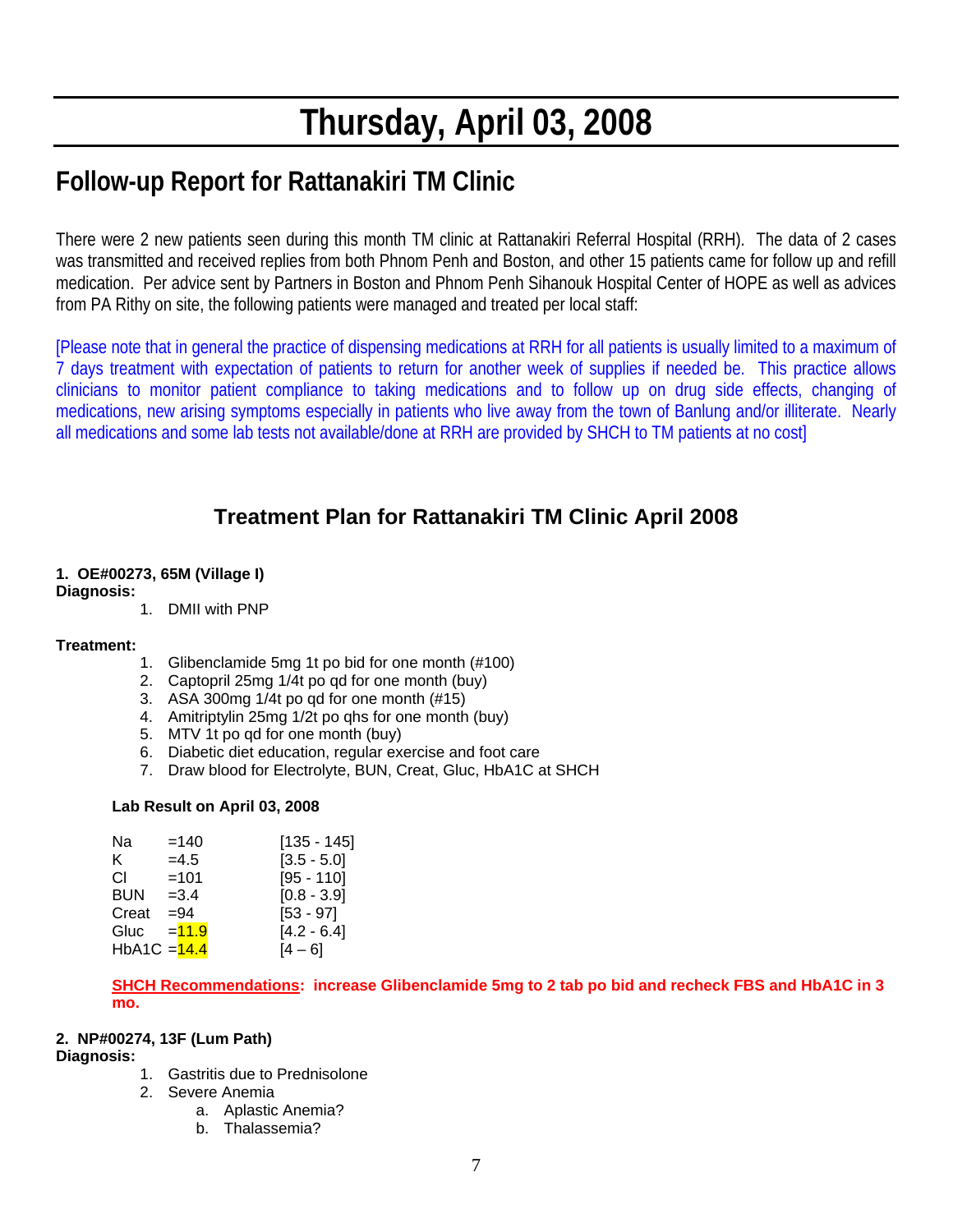# Thursday, April 03, 2008

## Follow-up Report for Rattanakiri TM Clinic

There were 2 new patients seen during this month TM clinic at Rattanakiri Referral Hospital (RRH). The data of 2 cases was transmitted and received replies from both Phnom Penh and Boston, and other 15 patients came for follow up and refill medication. Per advice sent by Partners in Boston and Phnom Penh Sihanouk Hospital Center of HOPE as well as advices from PA Rithy on site, the following patients were managed and treated per local staff:

[Please note that in general the practice of dispensing medications at RRH for all patients is usually limited to a maximum of 7 days treatment with expectation of patients to return for another week of supplies if needed be. This practice allows clinicians to monitor patient compliance to taking medications and to follow up on drug side effects, changing of medications, new arising symptoms especially in patients who live away from the town of Banlung and/or illiterate. Nearly all medications and some lab tests not available/done at RRH are provided by SHCH to TM patients at no cost]

### Treatment Plan for Rattanakiri TM Clinic April 2008

**1. OE#00273, 65M (Village I)**
**Diagnosis:**

1. DMII with PNP

**Treatment:**

1. Glibenclamide 5mg 1t po bid for one month (#100)
2. Captopril 25mg 1/4t po qd for one month (buy)
3. ASA 300mg 1/4t po qd for one month (#15)
4. Amitriptylin 25mg 1/2t po qhs for one month (buy)
5. MTV 1t po qd for one month (buy)
6. Diabetic diet education, regular exercise and foot care
7. Draw blood for Electrolyte, BUN, Creat, Gluc, HbA1C at SHCH

**Lab Result on April 03, 2008**

| Test | Result | Normal |
|---|---|---|
| Na | =140 | [135 - 145] |
| K | =4.5 | [3.5 - 5.0] |
| Cl | =101 | [95 - 110] |
| BUN | =3.4 | [0.8 - 3.9] |
| Creat | =94 | [53 - 97] |
| Gluc | =11.9 | [4.2 - 6.4] |
| HbA1C | =14.4 | [4 – 6] |

**SHCH Recommendations: increase Glibenclamide 5mg to 2 tab po bid and recheck FBS and HbA1C in 3 mo.**

**2. NP#00274, 13F (Lum Path)**
**Diagnosis:**

1. Gastritis due to Prednisolone
2. Severe Anemia
   a. Aplastic Anemia?
   b. Thalassemia?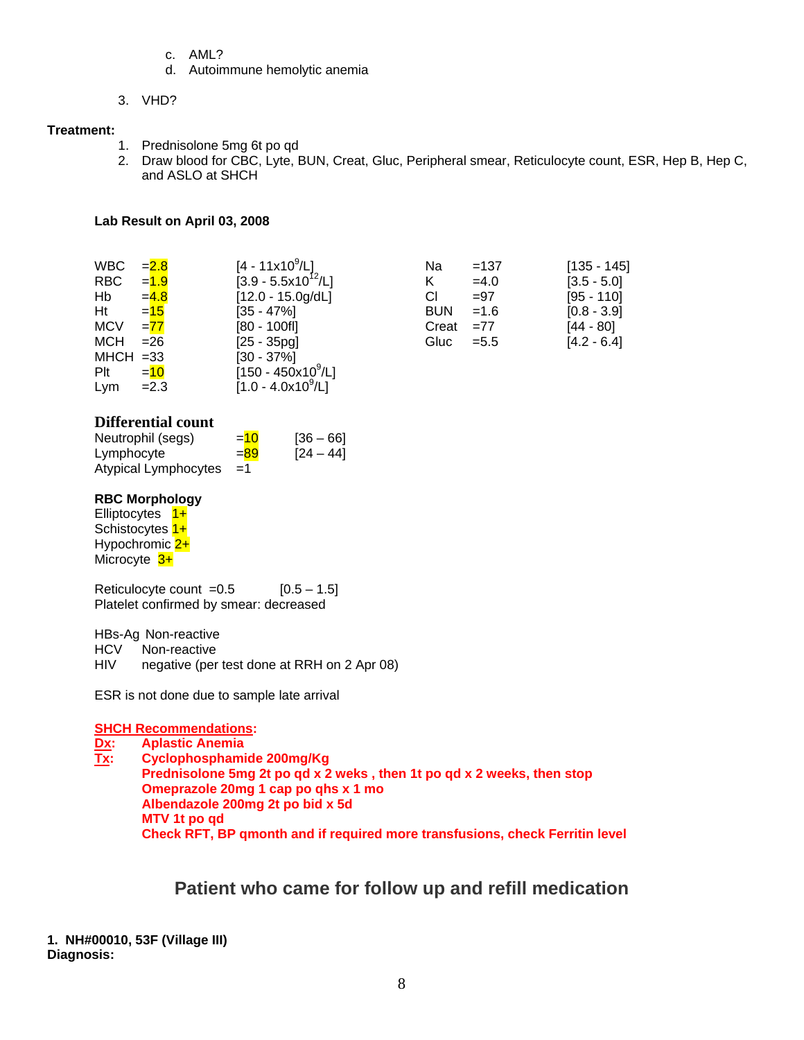c. AML?
   d. Autoimmune hemolytic anemia

3. VHD?

**Treatment:**

1. Prednisolone 5mg 6t po qd
2. Draw blood for CBC, Lyte, BUN, Creat, Gluc, Peripheral smear, Reticulocyte count, ESR, Hep B, Hep C, and ASLO at SHCH

**Lab Result on April 03, 2008**

| | | | | | |
|---|---|---|---|---|---|
| WBC | =2.8 | [4 - 11x$10^9$/L] | Na | =137 | [135 - 145] |
| RBC | =1.9 | [3.9 - 5.5x$10^{12}$/L] | K | =4.0 | [3.5 - 5.0] |
| Hb | =4.8 | [12.0 - 15.0g/dL] | Cl | =97 | [95 - 110] |
| Ht | =15 | [35 - 47%] | BUN | =1.6 | [0.8 - 3.9] |
| MCV | =77 | [80 - 100fl] | Creat | =77 | [44 - 80] |
| MCH | =26 | [25 - 35pg] | Gluc | =5.5 | [4.2 - 6.4] |
| MHCH | =33 | [30 - 37%] | | | |
| Plt | =10 | [150 - 450x$10^9$/L] | | | |
| Lym | =2.3 | [1.0 - 4.0x$10^9$/L] | | | |

## Differential count

| | | |
|---|---|---|
| Neutrophil (segs) | =10 | [36 – 66] |
| Lymphocyte | =89 | [24 – 44] |
| Atypical Lymphocytes | =1 | |

**RBC Morphology**
Elliptocytes 1+
Schistocytes 1+
Hypochromic 2+
Microcyte 3+

Reticulocyte count =0.5 [0.5 – 1.5]
Platelet confirmed by smear: decreased

HBs-Ag Non-reactive
HCV Non-reactive
HIV negative (per test done at RRH on 2 Apr 08)

ESR is not done due to sample late arrival

**SHCH Recommendations:**
**Dx:** **Aplastic Anemia**
**Tx:** **Cyclophosphamide 200mg/Kg**
**Prednisolone 5mg 2t po qd x 2 weks , then 1t po qd x 2 weeks, then stop**
**Omeprazole 20mg 1 cap po qhs x 1 mo**
**Albendazole 200mg 2t po bid x 5d**
**MTV 1t po qd**
**Check RFT, BP qmonth and if required more transfusions, check Ferritin level**

## Patient who came for follow up and refill medication

**1. NH#00010, 53F (Village III)**
**Diagnosis:**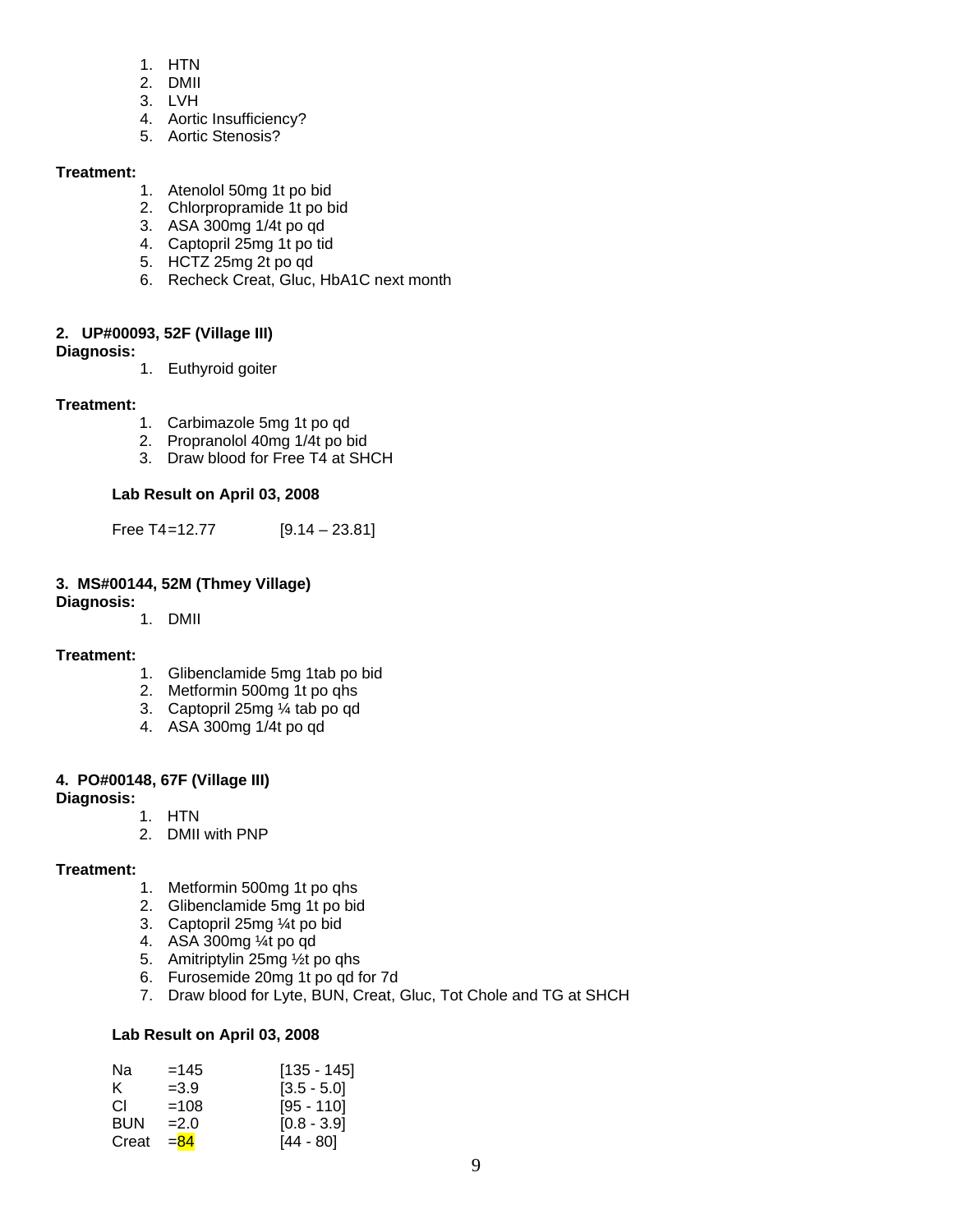1. HTN
2. DMII
3. LVH
4. Aortic Insufficiency?
5. Aortic Stenosis?

**Treatment:**

1. Atenolol 50mg 1t po bid
2. Chlorpropramide 1t po bid
3. ASA 300mg 1/4t po qd
4. Captopril 25mg 1t po tid
5. HCTZ 25mg 2t po qd
6. Recheck Creat, Gluc, HbA1C next month

**2. UP#00093, 52F (Village III)**

**Diagnosis:**

1. Euthyroid goiter

**Treatment:**

1. Carbimazole 5mg 1t po qd
2. Propranolol 40mg 1/4t po bid
3. Draw blood for Free T4 at SHCH

**Lab Result on April 03, 2008**

Free T4 =12.77 [9.14 – 23.81]

**3. MS#00144, 52M (Thmey Village)**

**Diagnosis:**

1. DMII

**Treatment:**

1. Glibenclamide 5mg 1tab po bid
2. Metformin 500mg 1t po qhs
3. Captopril 25mg ¼ tab po qd
4. ASA 300mg 1/4t po qd

**4. PO#00148, 67F (Village III)**

**Diagnosis:**

1. HTN
2. DMII with PNP

**Treatment:**

1. Metformin 500mg 1t po qhs
2. Glibenclamide 5mg 1t po bid
3. Captopril 25mg ¼t po bid
4. ASA 300mg ¼t po qd
5. Amitriptylin 25mg ½t po qhs
6. Furosemide 20mg 1t po qd for 7d
7. Draw blood for Lyte, BUN, Creat, Gluc, Tot Chole and TG at SHCH

**Lab Result on April 03, 2008**

| Test | Result | Reference |
|---|---|---|
| Na | =145 | [135 - 145] |
| K | =3.9 | [3.5 - 5.0] |
| Cl | =108 | [95 - 110] |
| BUN | =2.0 | [0.8 - 3.9] |
| Creat | =84 | [44 - 80] |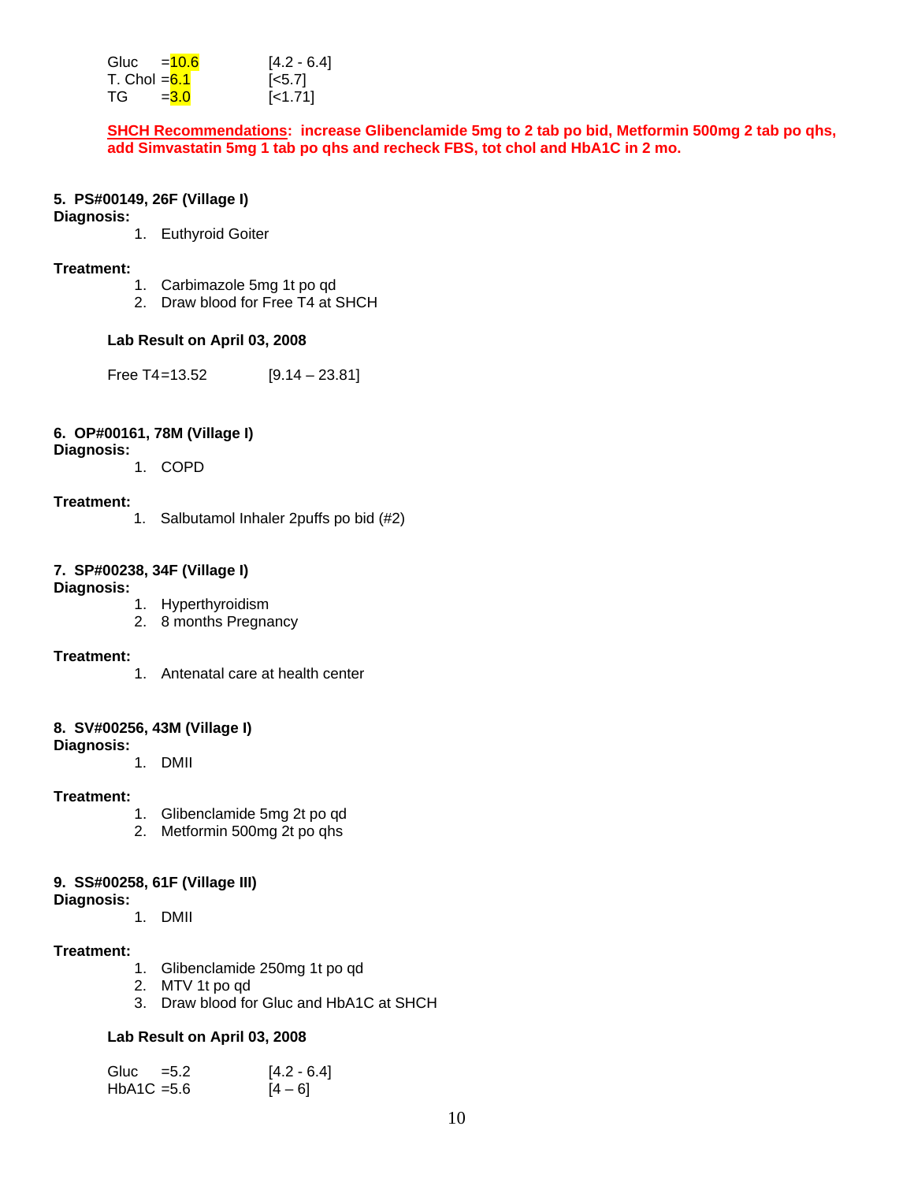Gluc =10.6 [4.2 - 6.4]
T. Chol =6.1 [<5.7]
TG =3.0 [<1.71]

**SHCH Recommendations: increase Glibenclamide 5mg to 2 tab po bid, Metformin 500mg 2 tab po qhs, add Simvastatin 5mg 1 tab po qhs and recheck FBS, tot chol and HbA1C in 2 mo.**

**5. PS#00149, 26F (Village I)**

**Diagnosis:**

1. Euthyroid Goiter

**Treatment:**

1. Carbimazole 5mg 1t po qd
2. Draw blood for Free T4 at SHCH

**Lab Result on April 03, 2008**

Free T4=13.52 [9.14 – 23.81]

**6. OP#00161, 78M (Village I)**

**Diagnosis:**

1. COPD

**Treatment:**

1. Salbutamol Inhaler 2puffs po bid (#2)

**7. SP#00238, 34F (Village I)**

**Diagnosis:**

1. Hyperthyroidism
2. 8 months Pregnancy

**Treatment:**

1. Antenatal care at health center

**8. SV#00256, 43M (Village I)**

**Diagnosis:**

1. DMII

**Treatment:**

1. Glibenclamide 5mg 2t po qd
2. Metformin 500mg 2t po qhs

**9. SS#00258, 61F (Village III)**

**Diagnosis:**

1. DMII

**Treatment:**

1. Glibenclamide 250mg 1t po qd
2. MTV 1t po qd
3. Draw blood for Gluc and HbA1C at SHCH

**Lab Result on April 03, 2008**

Gluc =5.2 [4.2 - 6.4]
HbA1C =5.6 [4 – 6]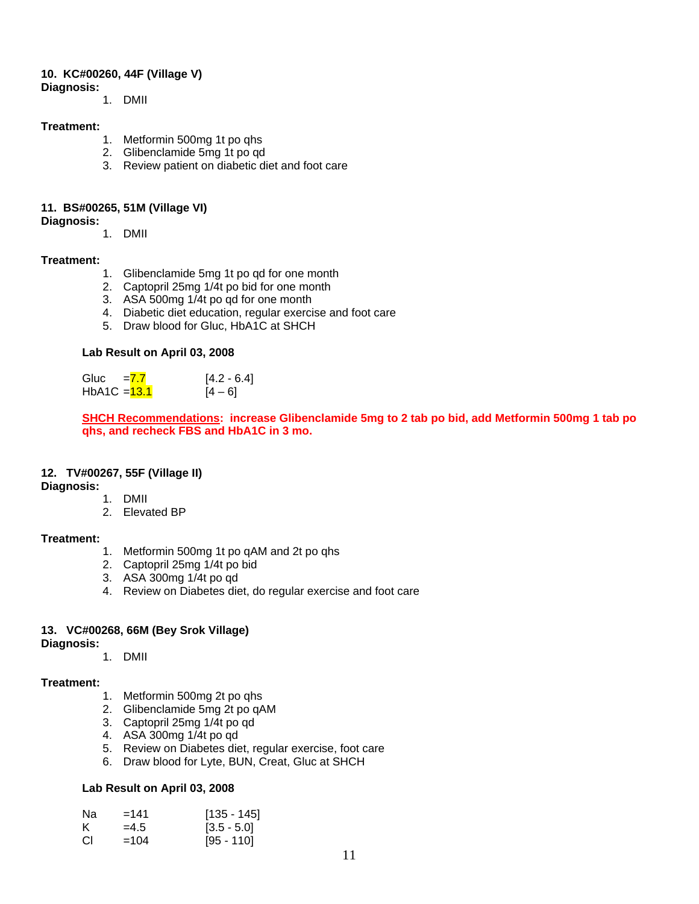**10. KC#00260, 44F (Village V)**

**Diagnosis:**

1. DMII

**Treatment:**

1. Metformin 500mg 1t po qhs
2. Glibenclamide 5mg 1t po qd
3. Review patient on diabetic diet and foot care

**11. BS#00265, 51M (Village VI)**

**Diagnosis:**

1. DMII

**Treatment:**

1. Glibenclamide 5mg 1t po qd for one month
2. Captopril 25mg 1/4t po bid for one month
3. ASA 500mg 1/4t po qd for one month
4. Diabetic diet education, regular exercise and foot care
5. Draw blood for Gluc, HbA1C at SHCH

**Lab Result on April 03, 2008**

| | | |
|---|---|---|
| Gluc | =7.7 | [4.2 - 6.4] |
| HbA1C | =13.1 | [4 – 6] |

**SHCH Recommendations: increase Glibenclamide 5mg to 2 tab po bid, add Metformin 500mg 1 tab po qhs, and recheck FBS and HbA1C in 3 mo.**

**12. TV#00267, 55F (Village II)**

**Diagnosis:**

1. DMII
2. Elevated BP

**Treatment:**

1. Metformin 500mg 1t po qAM and 2t po qhs
2. Captopril 25mg 1/4t po bid
3. ASA 300mg 1/4t po qd
4. Review on Diabetes diet, do regular exercise and foot care

**13. VC#00268, 66M (Bey Srok Village)**

**Diagnosis:**

1. DMII

**Treatment:**

1. Metformin 500mg 2t po qhs
2. Glibenclamide 5mg 2t po qAM
3. Captopril 25mg 1/4t po qd
4. ASA 300mg 1/4t po qd
5. Review on Diabetes diet, regular exercise, foot care
6. Draw blood for Lyte, BUN, Creat, Gluc at SHCH

**Lab Result on April 03, 2008**

| | | |
|---|---|---|
| Na | =141 | [135 - 145] |
| K | =4.5 | [3.5 - 5.0] |
| Cl | =104 | [95 - 110] |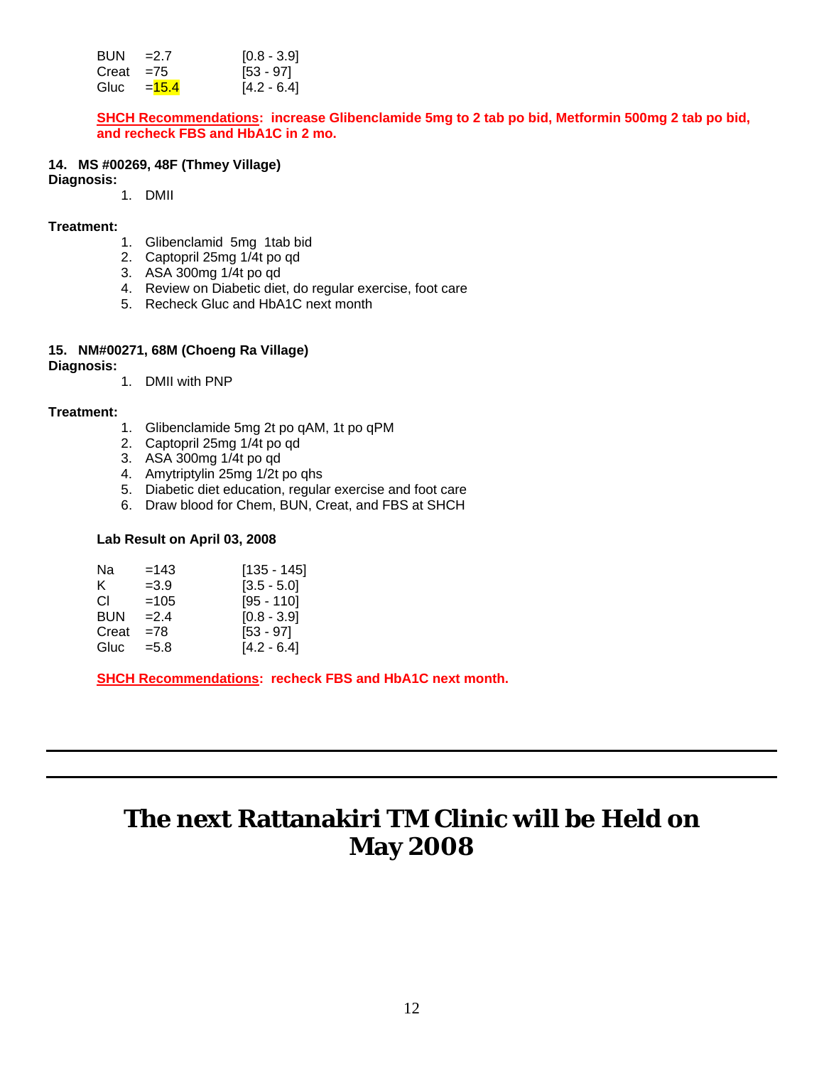| | | |
|---|---|---|
| BUN | =2.7 | [0.8 - 3.9] |
| Creat | =75 | [53 - 97] |
| Gluc | =15.4 | [4.2 - 6.4] |

**SHCH Recommendations: increase Glibenclamide 5mg to 2 tab po bid, Metformin 500mg 2 tab po bid, and recheck FBS and HbA1C in 2 mo.**

**14. MS #00269, 48F (Thmey Village)**

**Diagnosis:**

1. DMII

**Treatment:**

1. Glibenclamid 5mg 1tab bid
2. Captopril 25mg 1/4t po qd
3. ASA 300mg 1/4t po qd
4. Review on Diabetic diet, do regular exercise, foot care
5. Recheck Gluc and HbA1C next month

**15. NM#00271, 68M (Choeng Ra Village)**

**Diagnosis:**

1. DMII with PNP

**Treatment:**

1. Glibenclamide 5mg 2t po qAM, 1t po qPM
2. Captopril 25mg 1/4t po qd
3. ASA 300mg 1/4t po qd
4. Amytriptylin 25mg 1/2t po qhs
5. Diabetic diet education, regular exercise and foot care
6. Draw blood for Chem, BUN, Creat, and FBS at SHCH

**Lab Result on April 03, 2008**

| | | |
|---|---|---|
| Na | =143 | [135 - 145] |
| K | =3.9 | [3.5 - 5.0] |
| Cl | =105 | [95 - 110] |
| BUN | =2.4 | [0.8 - 3.9] |
| Creat | =78 | [53 - 97] |
| Gluc | =5.8 | [4.2 - 6.4] |

**SHCH Recommendations: recheck FBS and HbA1C next month.**

---

# The next Rattanakiri TM Clinic will be Held on May 2008